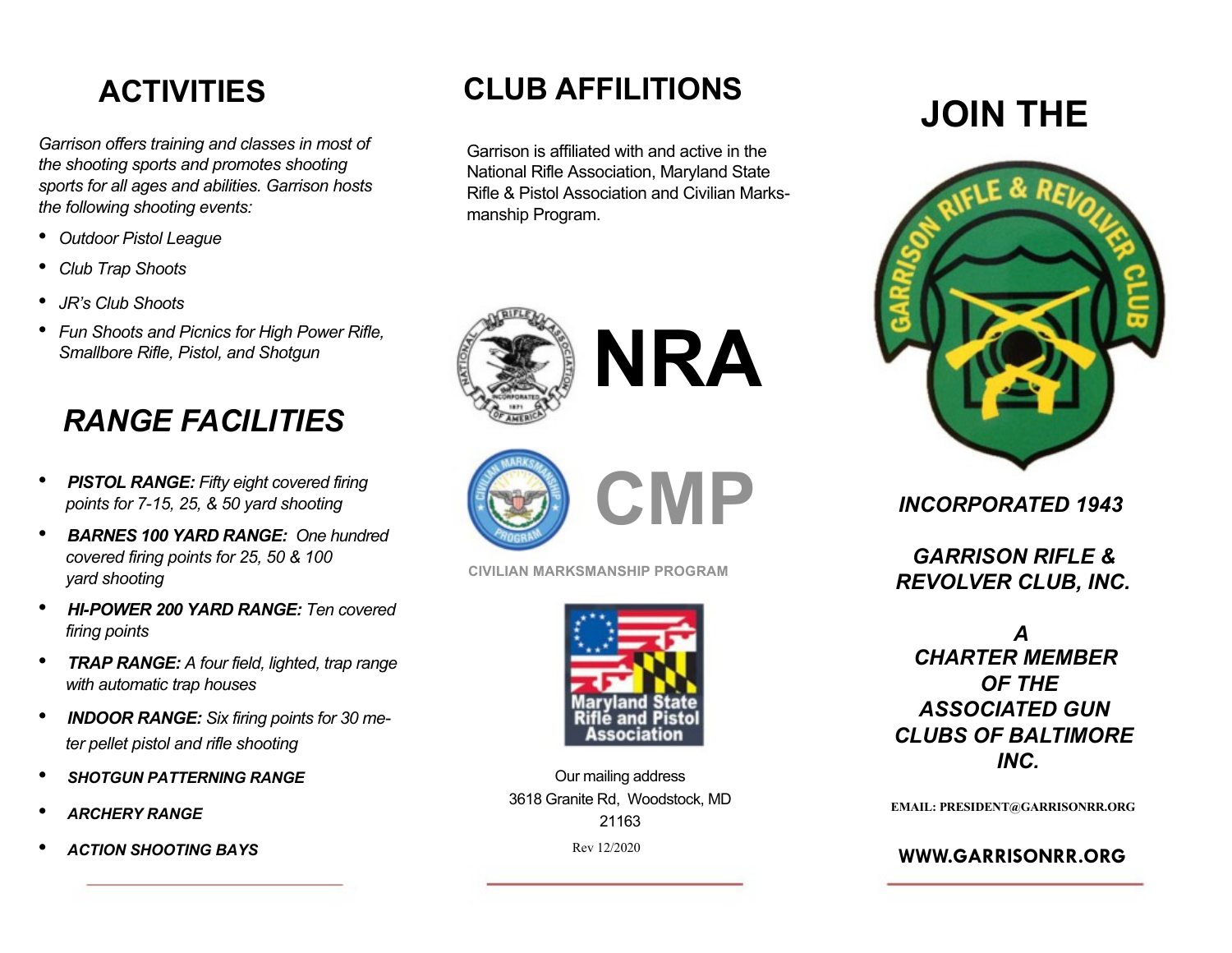# ACTIVITIES

*Garrison offers training and classes in most of the shooting sports and promotes shooting sports for all ages and abilities. Garrison hosts the following shooting events:*

- *Outdoor Pistol League*
- *Club Trap Shoots*
- *JR's Club Shoots*
- *Fun Shoots and Picnics for High Power Rifle, Smallbore Rifle, Pistol, and Shotgun*

# *RANGE FACILITIES*

- ***PISTOL RANGE:*** *Fifty eight covered firing points for 7-15, 25, & 50 yard shooting*
- ***BARNES 100 YARD RANGE:*** *One hundred covered firing points for 25, 50 & 100 yard shooting*
- ***HI-POWER 200 YARD RANGE:*** *Ten covered firing points*
- ***TRAP RANGE:*** *A four field, lighted, trap range with automatic trap houses*
- ***INDOOR RANGE:*** *Six firing points for 30 meter pellet pistol and rifle shooting*
- ***SHOTGUN PATTERNING RANGE***
- ***ARCHERY RANGE***
- ***ACTION SHOOTING BAYS***

# CLUB AFFILITIONS

Garrison is affiliated with and active in the National Rifle Association, Maryland State Rifle & Pistol Association and Civilian Marksmanship Program.

**NRA**

**CMP**

CIVILIAN MARKSMANSHIP PROGRAM

Maryland State Rifle and Pistol Association

Our mailing address
3618 Granite Rd, Woodstock, MD
21163

Rev 12/2020

# JOIN THE

GARRISON RIFLE & REVOLVER CLUB

***INCORPORATED 1943***

***GARRISON RIFLE & REVOLVER CLUB, INC.***

***A CHARTER MEMBER OF THE ASSOCIATED GUN CLUBS OF BALTIMORE INC.***

**EMAIL: PRESIDENT@GARRISONRR.ORG**

**WWW.GARRISONRR.ORG**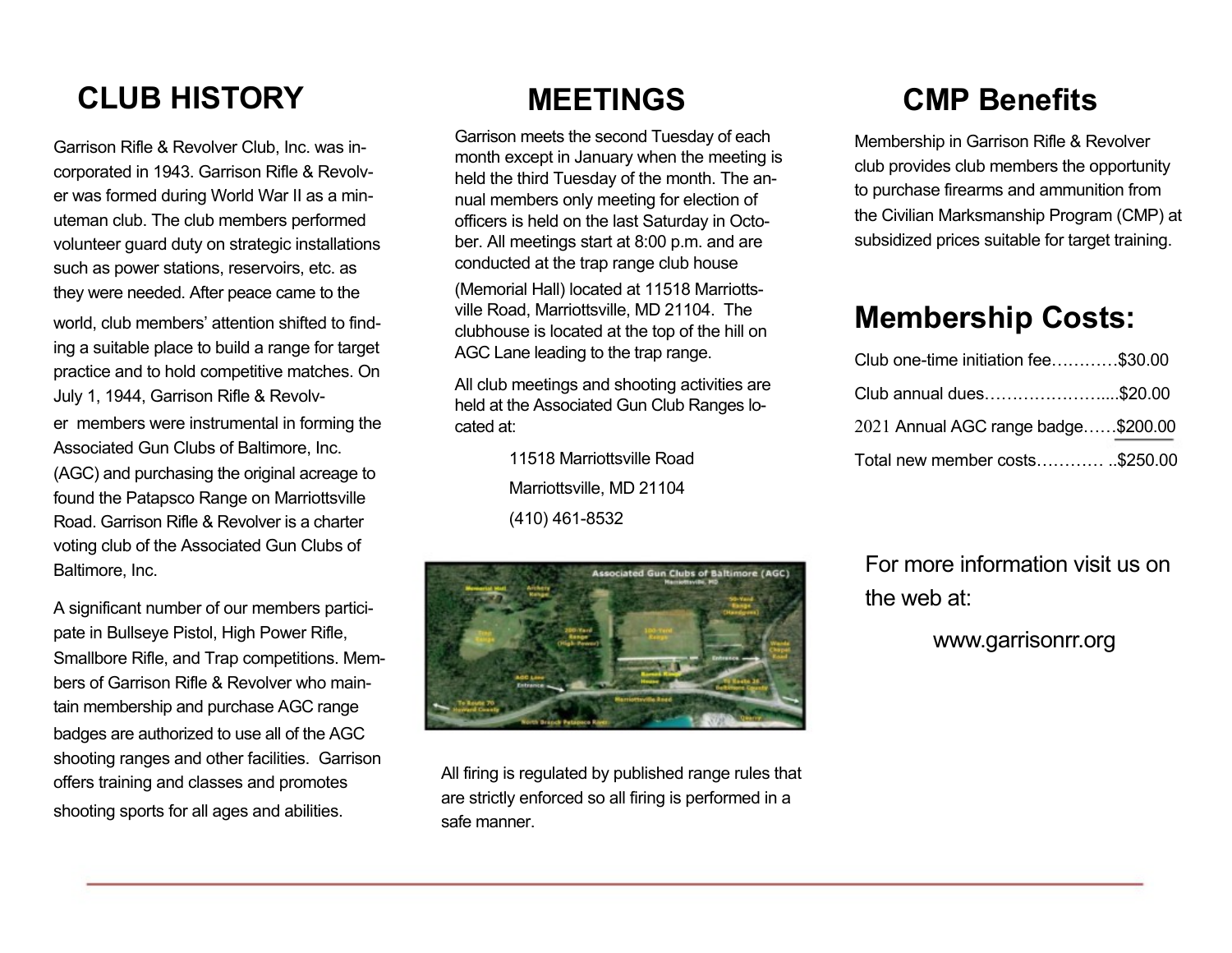## CLUB HISTORY

Garrison Rifle & Revolver Club, Inc. was incorporated in 1943. Garrison Rifle & Revolver was formed during World War II as a minuteman club. The club members performed volunteer guard duty on strategic installations such as power stations, reservoirs, etc. as they were needed. After peace came to the world, club members' attention shifted to finding a suitable place to build a range for target practice and to hold competitive matches. On July 1, 1944, Garrison Rifle & Revolver members were instrumental in forming the Associated Gun Clubs of Baltimore, Inc. (AGC) and purchasing the original acreage to found the Patapsco Range on Marriottsville Road. Garrison Rifle & Revolver is a charter voting club of the Associated Gun Clubs of Baltimore, Inc.

A significant number of our members participate in Bullseye Pistol, High Power Rifle, Smallbore Rifle, and Trap competitions. Members of Garrison Rifle & Revolver who maintain membership and purchase AGC range badges are authorized to use all of the AGC shooting ranges and other facilities. Garrison offers training and classes and promotes shooting sports for all ages and abilities.

## MEETINGS

Garrison meets the second Tuesday of each month except in January when the meeting is held the third Tuesday of the month. The annual members only meeting for election of officers is held on the last Saturday in October. All meetings start at 8:00 p.m. and are conducted at the trap range club house (Memorial Hall) located at 11518 Marriottsville Road, Marriottsville, MD 21104. The clubhouse is located at the top of the hill on AGC Lane leading to the trap range.

All club meetings and shooting activities are held at the Associated Gun Club Ranges located at:

11518 Marriottsville Road
Marriottsville, MD 21104
(410) 461-8532

Associated Gun Clubs of Baltimore (AGC)
Marriottsville, MD
Memorial Hall
Archery Range
Trap Range
200-Yard Range (High Power)
100-Yard Range
50-Yard Range (Handgun)
AGC Lane Entrance
Entrance
Range House
Marriottsville Road
To Route 70 Howard County
To Route 26 Baltimore County
Wards Chapel Road
North Branch Patapsco River
Quarry

All firing is regulated by published range rules that are strictly enforced so all firing is performed in a safe manner.

## CMP Benefits

Membership in Garrison Rifle & Revolver club provides club members the opportunity to purchase firearms and ammunition from the Civilian Marksmanship Program (CMP) at subsidized prices suitable for target training.

## Membership Costs:

Club one-time initiation fee…………$30.00

Club annual dues…………………....$20.00

2021 Annual AGC range badge……$200.00

Total new member costs………… ..$250.00

For more information visit us on the web at:

www.garrisonrr.org